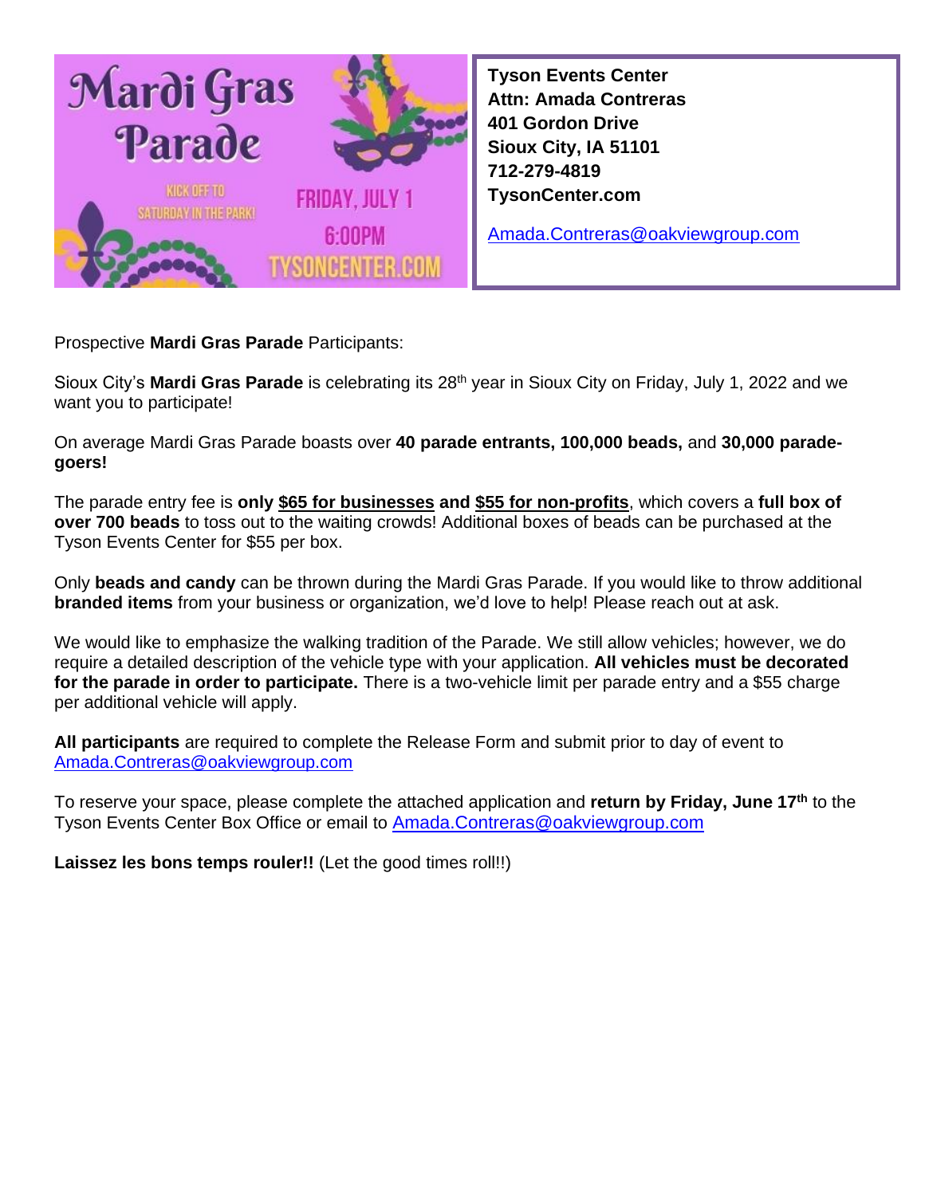Mardi Gras Parade

KICK OFF TO SATURDAY IN THE PARK!

FRIDAY, JULY 1

6:00PM

TYSONCENTER.COM

**Tyson Events Center**
**Attn: Amada Contreras**
**401 Gordon Drive**
**Sioux City, IA 51101**
**712-279-4819**
**TysonCenter.com**

Amada.Contreras@oakviewgroup.com

Prospective **Mardi Gras Parade** Participants:

Sioux City's **Mardi Gras Parade** is celebrating its 28th year in Sioux City on Friday, July 1, 2022 and we want you to participate!

On average Mardi Gras Parade boasts over **40 parade entrants, 100,000 beads,** and **30,000 parade-goers!**

The parade entry fee is **only <u>$65 for businesses</u> and <u>$55 for non-profits</u>**, which covers a **full box of over 700 beads** to toss out to the waiting crowds! Additional boxes of beads can be purchased at the Tyson Events Center for $55 per box.

Only **beads and candy** can be thrown during the Mardi Gras Parade. If you would like to throw additional **branded items** from your business or organization, we'd love to help! Please reach out at ask.

We would like to emphasize the walking tradition of the Parade. We still allow vehicles; however, we do require a detailed description of the vehicle type with your application. **All vehicles must be decorated for the parade in order to participate.** There is a two-vehicle limit per parade entry and a $55 charge per additional vehicle will apply.

**All participants** are required to complete the Release Form and submit prior to day of event to Amada.Contreras@oakviewgroup.com

To reserve your space, please complete the attached application and **return by Friday, June 17th** to the Tyson Events Center Box Office or email to Amada.Contreras@oakviewgroup.com

**Laissez les bons temps rouler!!** (Let the good times roll!!)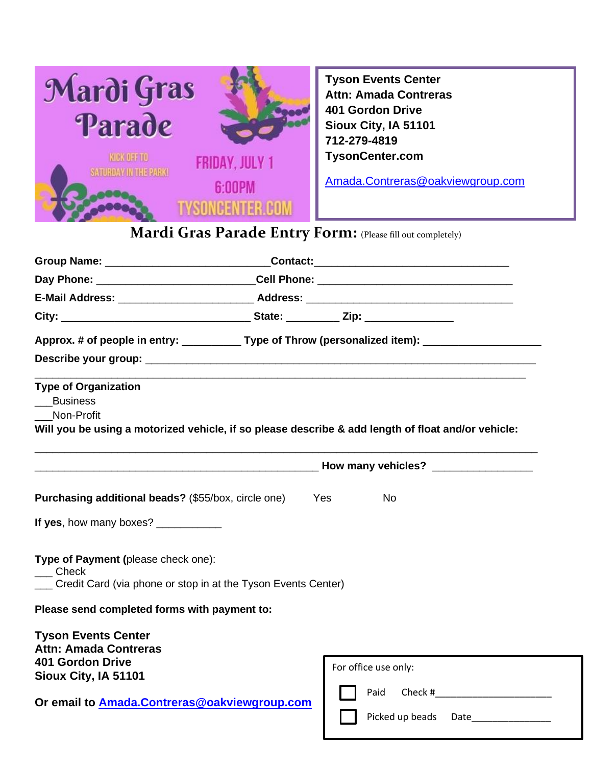# Mardi Gras Parade

KICK OFF TO SATURDAY IN THE PARK!

FRIDAY, JULY 1

6:00PM

TYSONCENTER.COM

**Tyson Events Center**
**Attn: Amada Contreras**
**401 Gordon Drive**
**Sioux City, IA 51101**
**712-279-4819**
**TysonCenter.com**

Amada.Contreras@oakviewgroup.com

## Mardi Gras Parade Entry Form: (Please fill out completely)

**Group Name:** ___________________________ **Contact:** _________________________________

**Day Phone:** __________________________ **Cell Phone:** ________________________________

**E-Mail Address:** _______________________ **Address:** ___________________________________

**City:** ________________________________ **State:** _________ **Zip:** _______________

**Approx. # of people in entry:** __________ **Type of Throw (personalized item):** ____________________

**Describe your group:** _________________________________________________________________

_________________________________________________________________________________

**Type of Organization**

___Business

___Non-Profit

**Will you be using a motorized vehicle, if so please describe & add length of float and/or vehicle:**

_________________________________________________________________________________

_______________________________________________ **How many vehicles?** ________________

**Purchasing additional beads?** ($55/box, circle one) Yes No

**If yes**, how many boxes? ___________

**Type of Payment (**please check one):

___ Check

___ Credit Card (via phone or stop in at the Tyson Events Center)

**Please send completed forms with payment to:**

**Tyson Events Center**
**Attn: Amada Contreras**
**401 Gordon Drive**
**Sioux City, IA 51101**

**Or email to Amada.Contreras@oakviewgroup.com**

For office use only:

☐ Paid Check #_____________________

☐ Picked up beads Date______________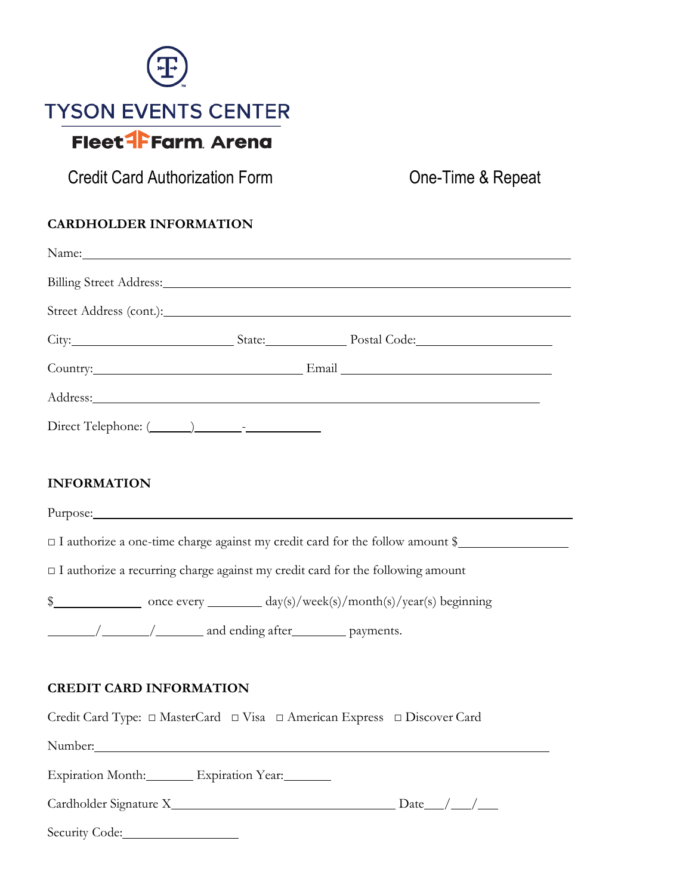TYSON EVENTS CENTER

Fleet Farm Arena

Credit Card Authorization Form One-Time & Repeat

**CARDHOLDER INFORMATION**

Name:______________________________________________________________

Billing Street Address:______________________________________________________

Street Address (cont.):______________________________________________________

City:____________________ State:__________ Postal Code:________________

Country:__________________________ Email __________________________

Address:__________________________________________________________

Direct Telephone: (_____)______-__________

**INFORMATION**

Purpose:__________________________________________________________

□ I authorize a one-time charge against my credit card for the follow amount $_____________

□ I authorize a recurring charge against my credit card for the following amount

$___________ once every _______ day(s)/week(s)/month(s)/year(s) beginning

______/______/______ and ending after_______ payments.

**CREDIT CARD INFORMATION**

Credit Card Type: □ MasterCard □ Visa □ American Express □ Discover Card

Number:__________________________________________________________

Expiration Month:______ Expiration Year:______

Cardholder Signature X____________________________ Date___/___/___

Security Code:_______________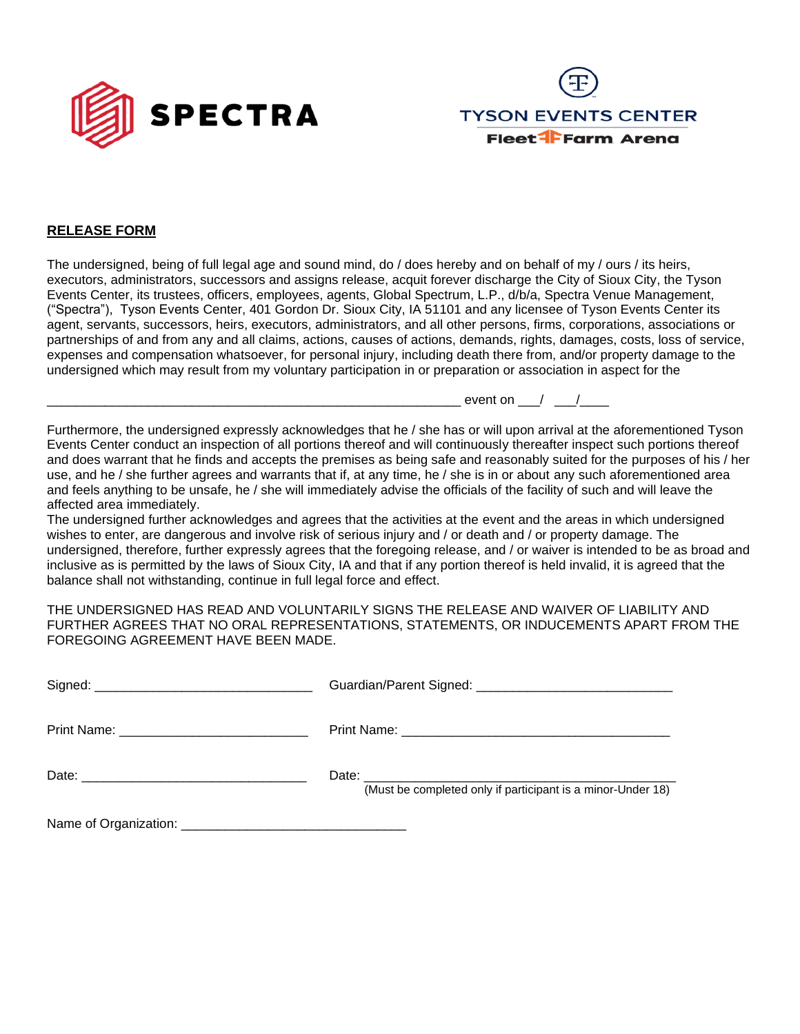SPECTRA

TYSON EVENTS CENTER
Fleet Farm Arena

**RELEASE FORM**

The undersigned, being of full legal age and sound mind, do / does hereby and on behalf of my / ours / its heirs, executors, administrators, successors and assigns release, acquit forever discharge the City of Sioux City, the Tyson Events Center, its trustees, officers, employees, agents, Global Spectrum, L.P., d/b/a, Spectra Venue Management, ("Spectra"), Tyson Events Center, 401 Gordon Dr. Sioux City, IA 51101 and any licensee of Tyson Events Center its agent, servants, successors, heirs, executors, administrators, and all other persons, firms, corporations, associations or partnerships of and from any and all claims, actions, causes of actions, demands, rights, damages, costs, loss of service, expenses and compensation whatsoever, for personal injury, including death there from, and/or property damage to the undersigned which may result from my voluntary participation in or preparation or association in aspect for the

____________________________________________________________ event on ___/ ___/____

Furthermore, the undersigned expressly acknowledges that he / she has or will upon arrival at the aforementioned Tyson Events Center conduct an inspection of all portions thereof and will continuously thereafter inspect such portions thereof and does warrant that he finds and accepts the premises as being safe and reasonably suited for the purposes of his / her use, and he / she further agrees and warrants that if, at any time, he / she is in or about any such aforementioned area and feels anything to be unsafe, he / she will immediately advise the officials of the facility of such and will leave the affected area immediately.
The undersigned further acknowledges and agrees that the activities at the event and the areas in which undersigned wishes to enter, are dangerous and involve risk of serious injury and / or death and / or property damage. The undersigned, therefore, further expressly agrees that the foregoing release, and / or waiver is intended to be as broad and inclusive as is permitted by the laws of Sioux City, IA and that if any portion thereof is held invalid, it is agreed that the balance shall not withstanding, continue in full legal force and effect.

THE UNDERSIGNED HAS READ AND VOLUNTARILY SIGNS THE RELEASE AND WAIVER OF LIABILITY AND FURTHER AGREES THAT NO ORAL REPRESENTATIONS, STATEMENTS, OR INDUCEMENTS APART FROM THE FOREGOING AGREEMENT HAVE BEEN MADE.

Signed: ______________________________ Guardian/Parent Signed: ___________________________

Print Name: __________________________ Print Name: _____________________________________

Date: _______________________________ Date: ___________________________________________
(Must be completed only if participant is a minor-Under 18)

Name of Organization: ______________________________